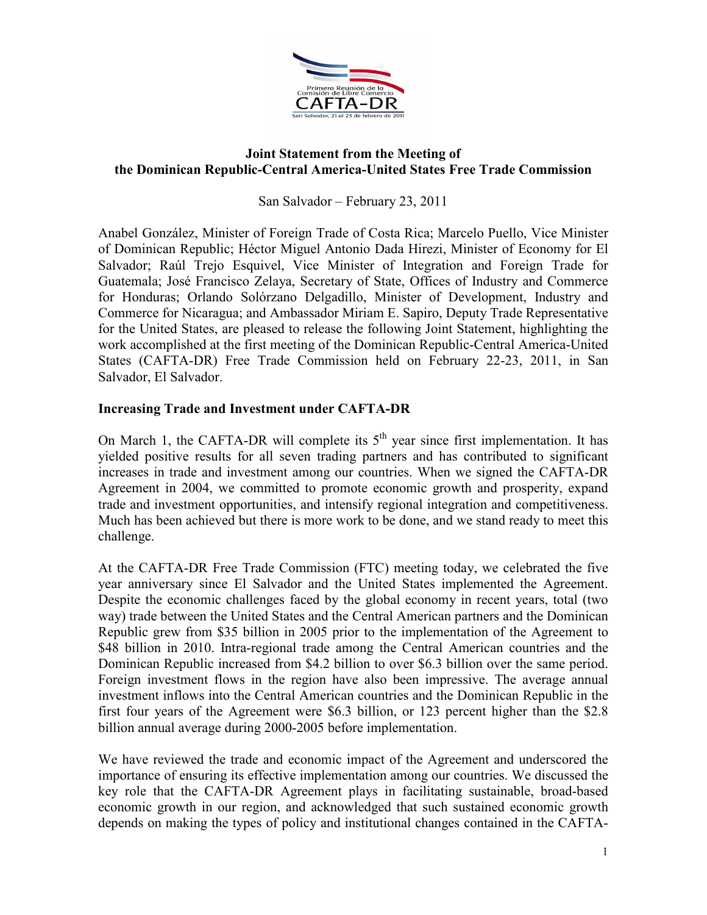# Joint Statement from the Meeting of the Dominican Republic-Central America-United States Free Trade Commission

San Salvador – February 23, 2011

Anabel González, Minister of Foreign Trade of Costa Rica; Marcelo Puello, Vice Minister of Dominican Republic; Héctor Miguel Antonio Dada Hirezi, Minister of Economy for El Salvador; Raúl Trejo Esquivel, Vice Minister of Integration and Foreign Trade for Guatemala; José Francisco Zelaya, Secretary of State, Offices of Industry and Commerce for Honduras; Orlando Solórzano Delgadillo, Minister of Development, Industry and Commerce for Nicaragua; and Ambassador Miriam E. Sapiro, Deputy Trade Representative for the United States, are pleased to release the following Joint Statement, highlighting the work accomplished at the first meeting of the Dominican Republic-Central America-United States (CAFTA-DR) Free Trade Commission held on February 22-23, 2011, in San Salvador, El Salvador.

## Increasing Trade and Investment under CAFTA-DR

On March 1, the CAFTA-DR will complete its 5th year since first implementation. It has yielded positive results for all seven trading partners and has contributed to significant increases in trade and investment among our countries. When we signed the CAFTA-DR Agreement in 2004, we committed to promote economic growth and prosperity, expand trade and investment opportunities, and intensify regional integration and competitiveness. Much has been achieved but there is more work to be done, and we stand ready to meet this challenge.

At the CAFTA-DR Free Trade Commission (FTC) meeting today, we celebrated the five year anniversary since El Salvador and the United States implemented the Agreement. Despite the economic challenges faced by the global economy in recent years, total (two way) trade between the United States and the Central American partners and the Dominican Republic grew from $35 billion in 2005 prior to the implementation of the Agreement to $48 billion in 2010. Intra-regional trade among the Central American countries and the Dominican Republic increased from $4.2 billion to over $6.3 billion over the same period. Foreign investment flows in the region have also been impressive. The average annual investment inflows into the Central American countries and the Dominican Republic in the first four years of the Agreement were $6.3 billion, or 123 percent higher than the $2.8 billion annual average during 2000-2005 before implementation.

We have reviewed the trade and economic impact of the Agreement and underscored the importance of ensuring its effective implementation among our countries. We discussed the key role that the CAFTA-DR Agreement plays in facilitating sustainable, broad-based economic growth in our region, and acknowledged that such sustained economic growth depends on making the types of policy and institutional changes contained in the CAFTA-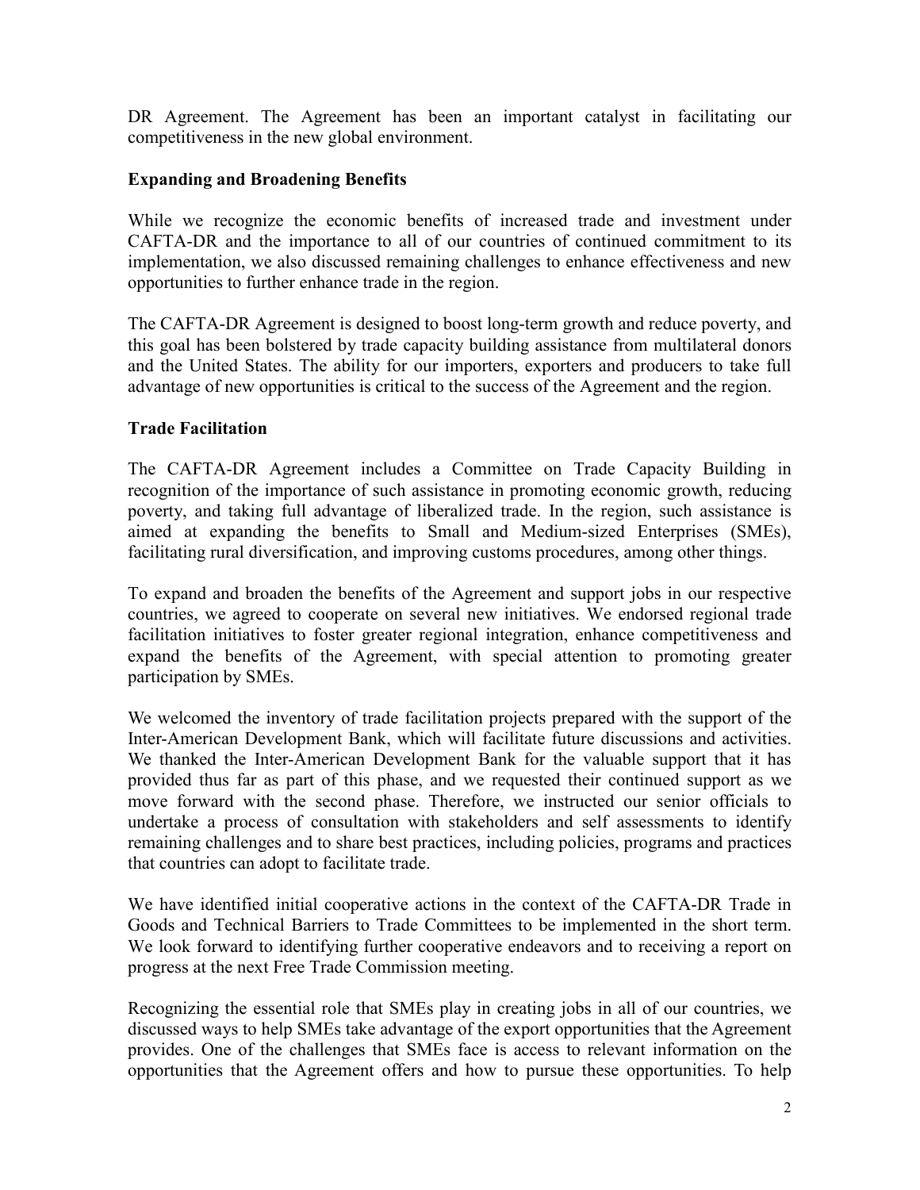DR Agreement. The Agreement has been an important catalyst in facilitating our competitiveness in the new global environment.

**Expanding and Broadening Benefits**

While we recognize the economic benefits of increased trade and investment under CAFTA-DR and the importance to all of our countries of continued commitment to its implementation, we also discussed remaining challenges to enhance effectiveness and new opportunities to further enhance trade in the region.

The CAFTA-DR Agreement is designed to boost long-term growth and reduce poverty, and this goal has been bolstered by trade capacity building assistance from multilateral donors and the United States. The ability for our importers, exporters and producers to take full advantage of new opportunities is critical to the success of the Agreement and the region.

**Trade Facilitation**

The CAFTA-DR Agreement includes a Committee on Trade Capacity Building in recognition of the importance of such assistance in promoting economic growth, reducing poverty, and taking full advantage of liberalized trade. In the region, such assistance is aimed at expanding the benefits to Small and Medium-sized Enterprises (SMEs), facilitating rural diversification, and improving customs procedures, among other things.

To expand and broaden the benefits of the Agreement and support jobs in our respective countries, we agreed to cooperate on several new initiatives. We endorsed regional trade facilitation initiatives to foster greater regional integration, enhance competitiveness and expand the benefits of the Agreement, with special attention to promoting greater participation by SMEs.

We welcomed the inventory of trade facilitation projects prepared with the support of the Inter-American Development Bank, which will facilitate future discussions and activities. We thanked the Inter-American Development Bank for the valuable support that it has provided thus far as part of this phase, and we requested their continued support as we move forward with the second phase. Therefore, we instructed our senior officials to undertake a process of consultation with stakeholders and self assessments to identify remaining challenges and to share best practices, including policies, programs and practices that countries can adopt to facilitate trade.

We have identified initial cooperative actions in the context of the CAFTA-DR Trade in Goods and Technical Barriers to Trade Committees to be implemented in the short term. We look forward to identifying further cooperative endeavors and to receiving a report on progress at the next Free Trade Commission meeting.

Recognizing the essential role that SMEs play in creating jobs in all of our countries, we discussed ways to help SMEs take advantage of the export opportunities that the Agreement provides. One of the challenges that SMEs face is access to relevant information on the opportunities that the Agreement offers and how to pursue these opportunities. To help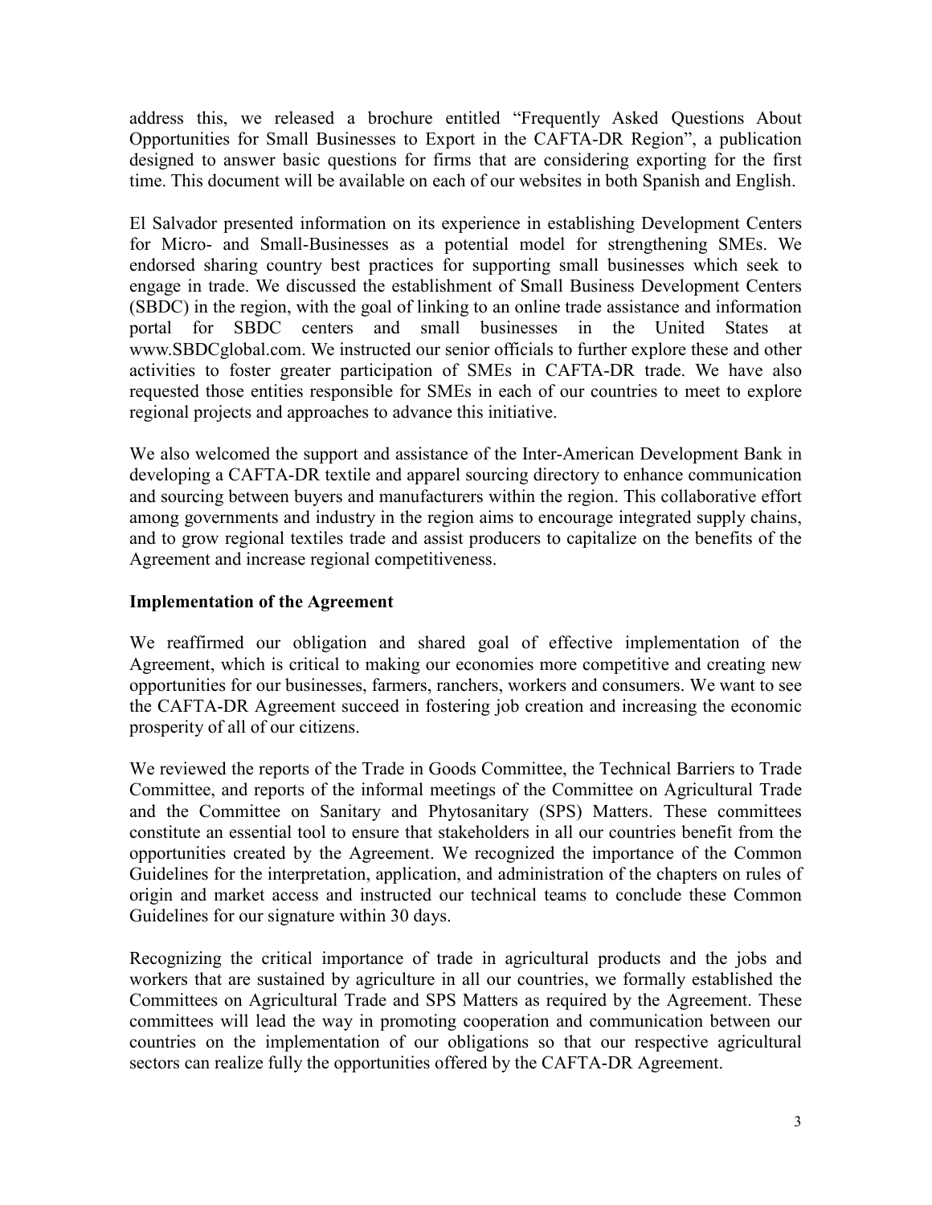address this, we released a brochure entitled "Frequently Asked Questions About Opportunities for Small Businesses to Export in the CAFTA-DR Region", a publication designed to answer basic questions for firms that are considering exporting for the first time. This document will be available on each of our websites in both Spanish and English.

El Salvador presented information on its experience in establishing Development Centers for Micro- and Small-Businesses as a potential model for strengthening SMEs. We endorsed sharing country best practices for supporting small businesses which seek to engage in trade. We discussed the establishment of Small Business Development Centers (SBDC) in the region, with the goal of linking to an online trade assistance and information portal for SBDC centers and small businesses in the United States at www.SBDCglobal.com. We instructed our senior officials to further explore these and other activities to foster greater participation of SMEs in CAFTA-DR trade. We have also requested those entities responsible for SMEs in each of our countries to meet to explore regional projects and approaches to advance this initiative.

We also welcomed the support and assistance of the Inter-American Development Bank in developing a CAFTA-DR textile and apparel sourcing directory to enhance communication and sourcing between buyers and manufacturers within the region. This collaborative effort among governments and industry in the region aims to encourage integrated supply chains, and to grow regional textiles trade and assist producers to capitalize on the benefits of the Agreement and increase regional competitiveness.

**Implementation of the Agreement**

We reaffirmed our obligation and shared goal of effective implementation of the Agreement, which is critical to making our economies more competitive and creating new opportunities for our businesses, farmers, ranchers, workers and consumers. We want to see the CAFTA-DR Agreement succeed in fostering job creation and increasing the economic prosperity of all of our citizens.

We reviewed the reports of the Trade in Goods Committee, the Technical Barriers to Trade Committee, and reports of the informal meetings of the Committee on Agricultural Trade and the Committee on Sanitary and Phytosanitary (SPS) Matters. These committees constitute an essential tool to ensure that stakeholders in all our countries benefit from the opportunities created by the Agreement. We recognized the importance of the Common Guidelines for the interpretation, application, and administration of the chapters on rules of origin and market access and instructed our technical teams to conclude these Common Guidelines for our signature within 30 days.

Recognizing the critical importance of trade in agricultural products and the jobs and workers that are sustained by agriculture in all our countries, we formally established the Committees on Agricultural Trade and SPS Matters as required by the Agreement. These committees will lead the way in promoting cooperation and communication between our countries on the implementation of our obligations so that our respective agricultural sectors can realize fully the opportunities offered by the CAFTA-DR Agreement.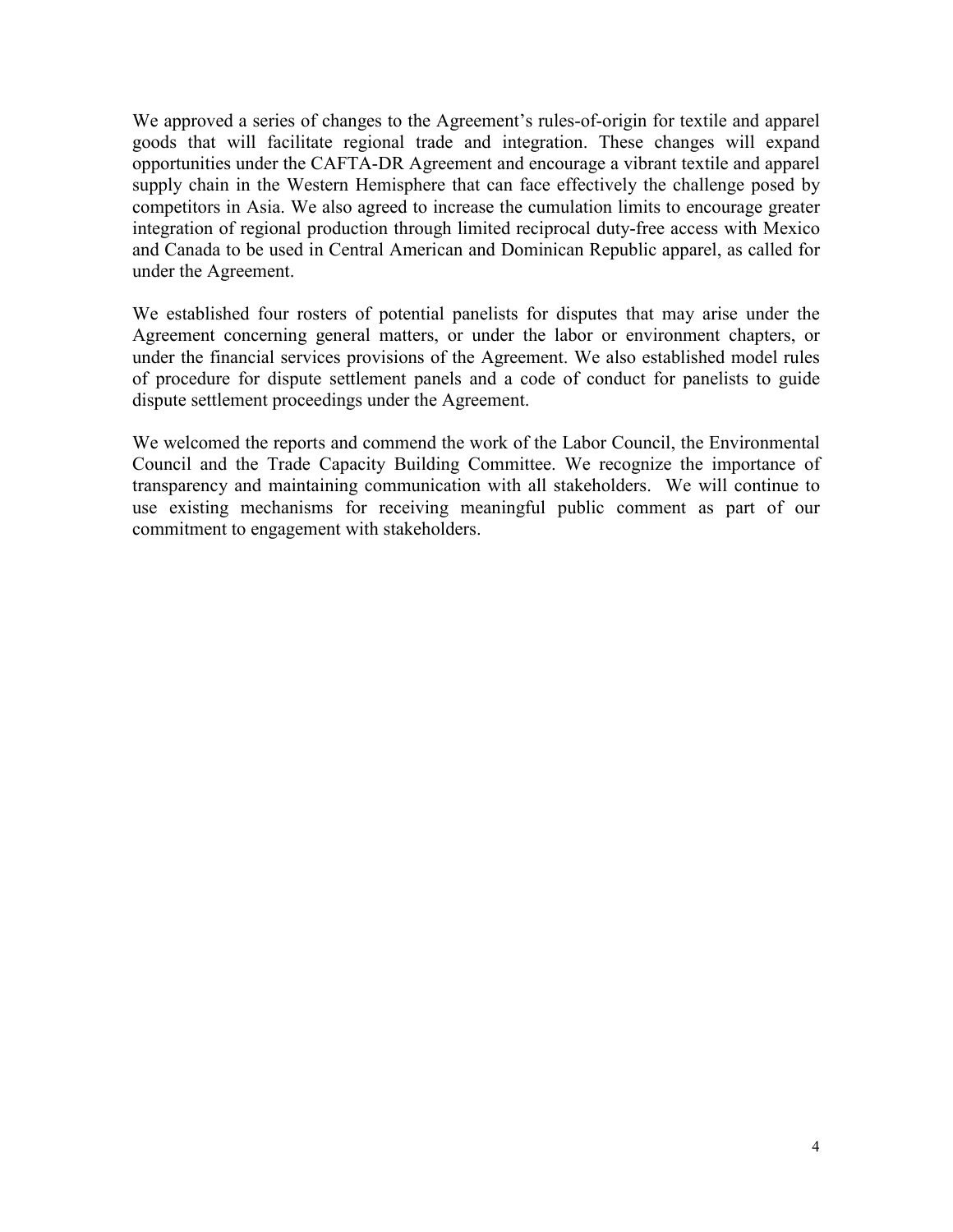We approved a series of changes to the Agreement's rules-of-origin for textile and apparel goods that will facilitate regional trade and integration. These changes will expand opportunities under the CAFTA-DR Agreement and encourage a vibrant textile and apparel supply chain in the Western Hemisphere that can face effectively the challenge posed by competitors in Asia. We also agreed to increase the cumulation limits to encourage greater integration of regional production through limited reciprocal duty-free access with Mexico and Canada to be used in Central American and Dominican Republic apparel, as called for under the Agreement.

We established four rosters of potential panelists for disputes that may arise under the Agreement concerning general matters, or under the labor or environment chapters, or under the financial services provisions of the Agreement. We also established model rules of procedure for dispute settlement panels and a code of conduct for panelists to guide dispute settlement proceedings under the Agreement.

We welcomed the reports and commend the work of the Labor Council, the Environmental Council and the Trade Capacity Building Committee. We recognize the importance of transparency and maintaining communication with all stakeholders. We will continue to use existing mechanisms for receiving meaningful public comment as part of our commitment to engagement with stakeholders.